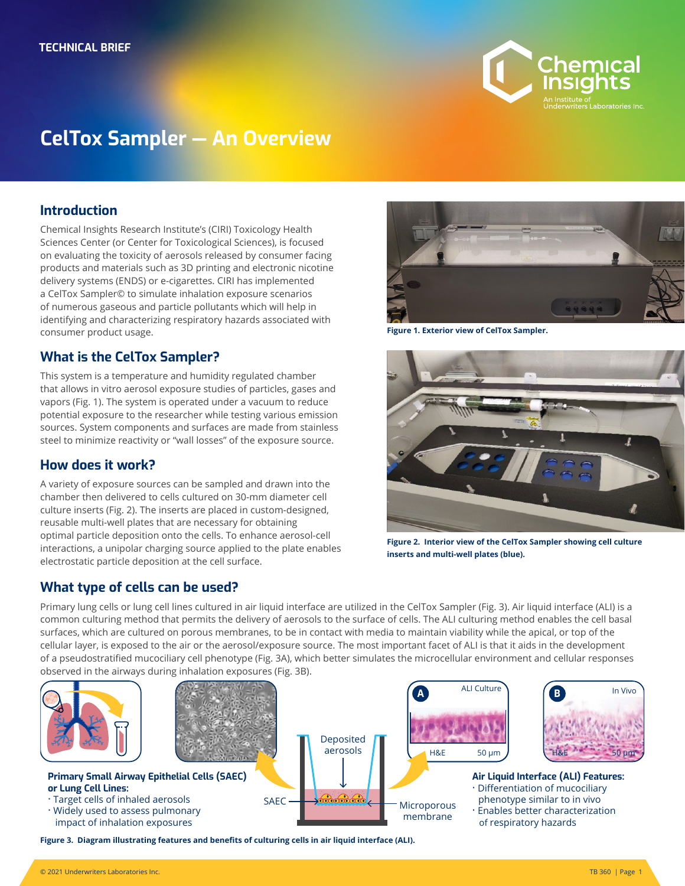TECHNICAL BRIEF

# CelTox Sampler — An Overview

## Introduction

Chemical Insights Research Institute's (CIRI) Toxicology Health Sciences Center (or Center for Toxicological Sciences), is focused on evaluating the toxicity of aerosols released by consumer facing products and materials such as 3D printing and electronic nicotine delivery systems (ENDS) or e-cigarettes. CIRI has implemented a CelTox Sampler© to simulate inhalation exposure scenarios of numerous gaseous and particle pollutants which will help in identifying and characterizing respiratory hazards associated with consumer product usage.

**Figure 1. Exterior view of CelTox Sampler.**

## What is the CelTox Sampler?

This system is a temperature and humidity regulated chamber that allows in vitro aerosol exposure studies of particles, gases and vapors (Fig. 1). The system is operated under a vacuum to reduce potential exposure to the researcher while testing various emission sources. System components and surfaces are made from stainless steel to minimize reactivity or "wall losses" of the exposure source.

## How does it work?

A variety of exposure sources can be sampled and drawn into the chamber then delivered to cells cultured on 30-mm diameter cell culture inserts (Fig. 2). The inserts are placed in custom-designed, reusable multi-well plates that are necessary for obtaining optimal particle deposition onto the cells. To enhance aerosol-cell interactions, a unipolar charging source applied to the plate enables electrostatic particle deposition at the cell surface.

**Figure 2. Interior view of the CelTox Sampler showing cell culture inserts and multi-well plates (blue).**

## What type of cells can be used?

Primary lung cells or lung cell lines cultured in air liquid interface are utilized in the CelTox Sampler (Fig. 3). Air liquid interface (ALI) is a common culturing method that permits the delivery of aerosols to the surface of cells. The ALI culturing method enables the cell basal surfaces, which are cultured on porous membranes, to be in contact with media to maintain viability while the apical, or top of the cellular layer, is exposed to the air or the aerosol/exposure source. The most important facet of ALI is that it aids in the development of a pseudostratified mucociliary cell phenotype (Fig. 3A), which better simulates the microcellular environment and cellular responses observed in the airways during inhalation exposures (Fig. 3B).

Deposited aerosols

SAEC

Microporous membrane

A — ALI Culture — H&E — 50 µm

B — In Vivo — H&E — 50 µm

**Primary Small Airway Epithelial Cells (SAEC) or Lung Cell Lines:**

- Target cells of inhaled aerosols
- Widely used to assess pulmonary impact of inhalation exposures

**Air Liquid Interface (ALI) Features:**

- Differentiation of mucociliary phenotype similar to in vivo
- Enables better characterization of respiratory hazards

**Figure 3. Diagram illustrating features and benefits of culturing cells in air liquid interface (ALI).**

© 2021 Underwriters Laboratories Inc.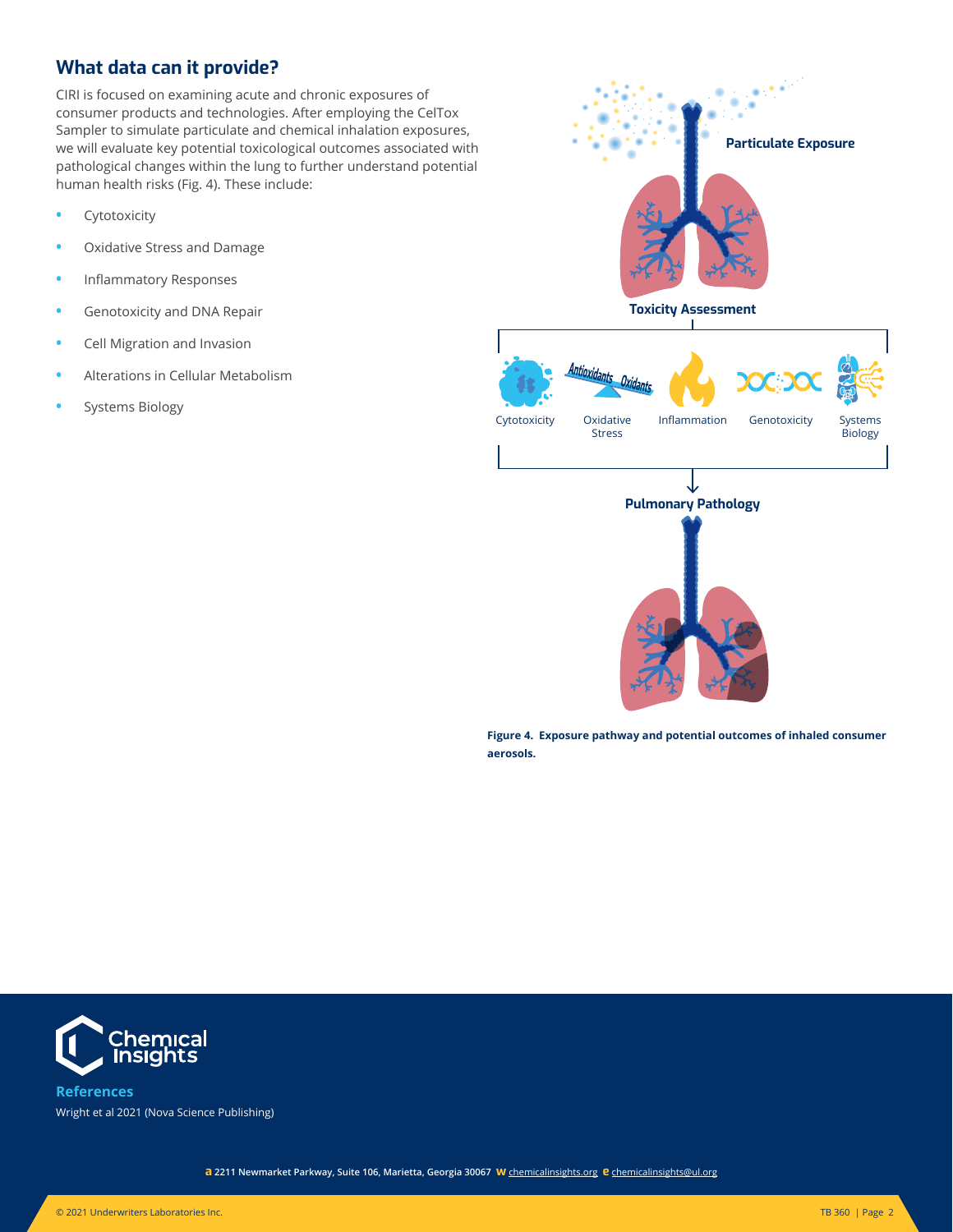## What data can it provide?

CIRI is focused on examining acute and chronic exposures of consumer products and technologies. After employing the CelTox Sampler to simulate particulate and chemical inhalation exposures, we will evaluate key potential toxicological outcomes associated with pathological changes within the lung to further understand potential human health risks (Fig. 4). These include:

- Cytotoxicity
- Oxidative Stress and Damage
- Inflammatory Responses
- Genotoxicity and DNA Repair
- Cell Migration and Invasion
- Alterations in Cellular Metabolism
- Systems Biology

Particulate Exposure

Toxicity Assessment

Cytotoxicity

Antioxidants Oxidants

Oxidative Stress

Inflammation

Genotoxicity

Systems Biology

Pulmonary Pathology

**Figure 4. Exposure pathway and potential outcomes of inhaled consumer aerosols.**

### References

Wright et al 2021 (Nova Science Publishing)

**a** 2211 Newmarket Parkway, Suite 106, Marietta, Georgia 30067 **w** chemicalinsights.org **e** chemicalinsights@ul.org

© 2021 Underwriters Laboratories Inc.